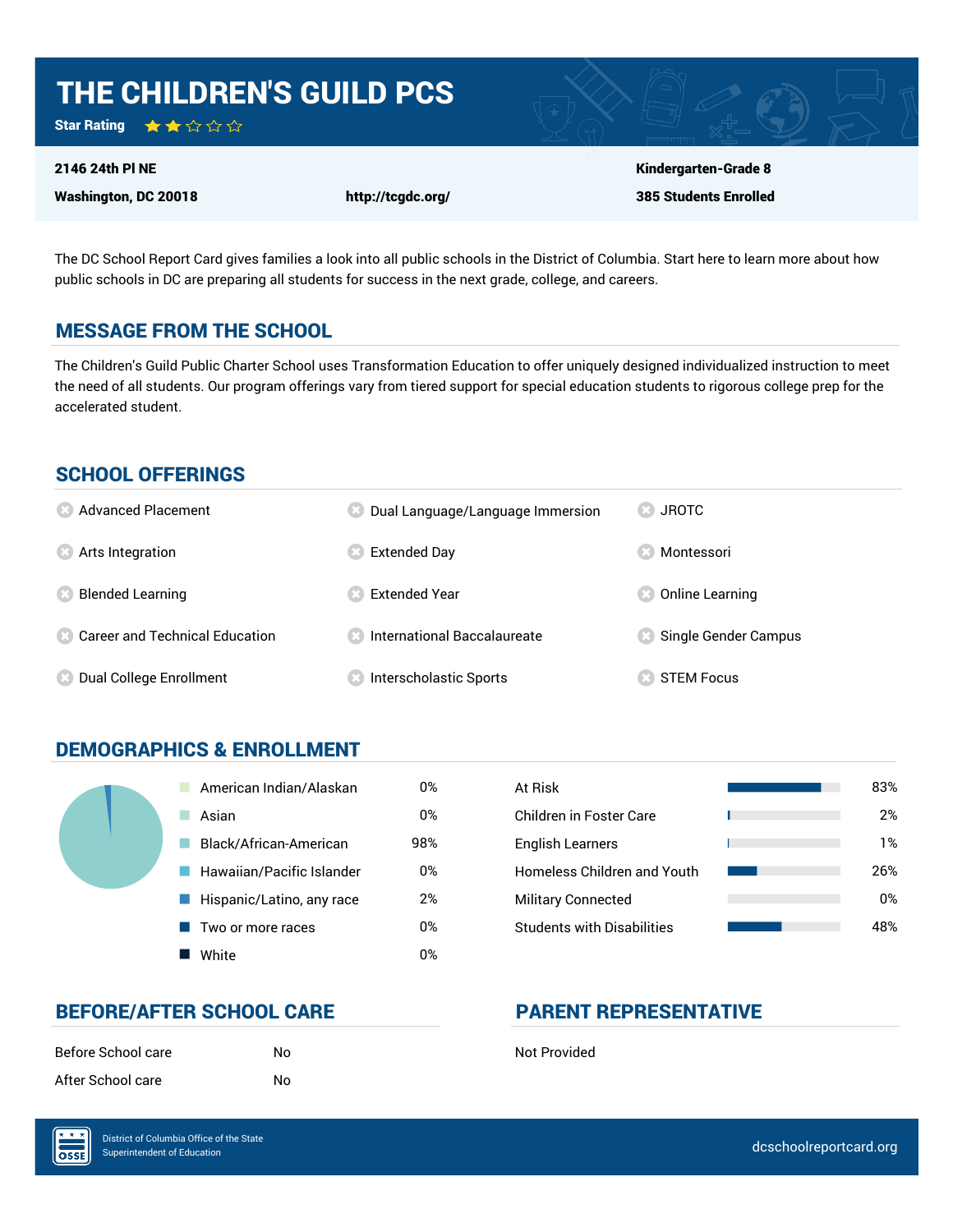# THE CHILDREN'S GUILD PCS

**Star Rating** ★★☆☆☆

**2146 24th Pl NE**
**Washington, DC 20018**

**http://tcgdc.org/**

**Kindergarten-Grade 8**
**385 Students Enrolled**

The DC School Report Card gives families a look into all public schools in the District of Columbia. Start here to learn more about how public schools in DC are preparing all students for success in the next grade, college, and careers.

## MESSAGE FROM THE SCHOOL

The Children's Guild Public Charter School uses Transformation Education to offer uniquely designed individualized instruction to meet the need of all students. Our program offerings vary from tiered support for special education students to rigorous college prep for the accelerated student.

## SCHOOL OFFERINGS

- Advanced Placement
- Arts Integration
- Blended Learning
- Career and Technical Education
- Dual College Enrollment
- Dual Language/Language Immersion
- Extended Day
- Extended Year
- International Baccalaureate
- Interscholastic Sports
- JROTC
- Montessori
- Online Learning
- Single Gender Campus
- STEM Focus

## DEMOGRAPHICS & ENROLLMENT

| Race/Ethnicity | Percent |
| --- | --- |
| American Indian/Alaskan | 0% |
| Asian | 0% |
| Black/African-American | 98% |
| Hawaiian/Pacific Islander | 0% |
| Hispanic/Latino, any race | 2% |
| Two or more races | 0% |
| White | 0% |

| Student Group | Percent |
| --- | --- |
| At Risk | 83% |
| Children in Foster Care | 2% |
| English Learners | 1% |
| Homeless Children and Youth | 26% |
| Military Connected | 0% |
| Students with Disabilities | 48% |

## BEFORE/AFTER SCHOOL CARE

| | |
| --- | --- |
| Before School care | No |
| After School care | No |

## PARENT REPRESENTATIVE

Not Provided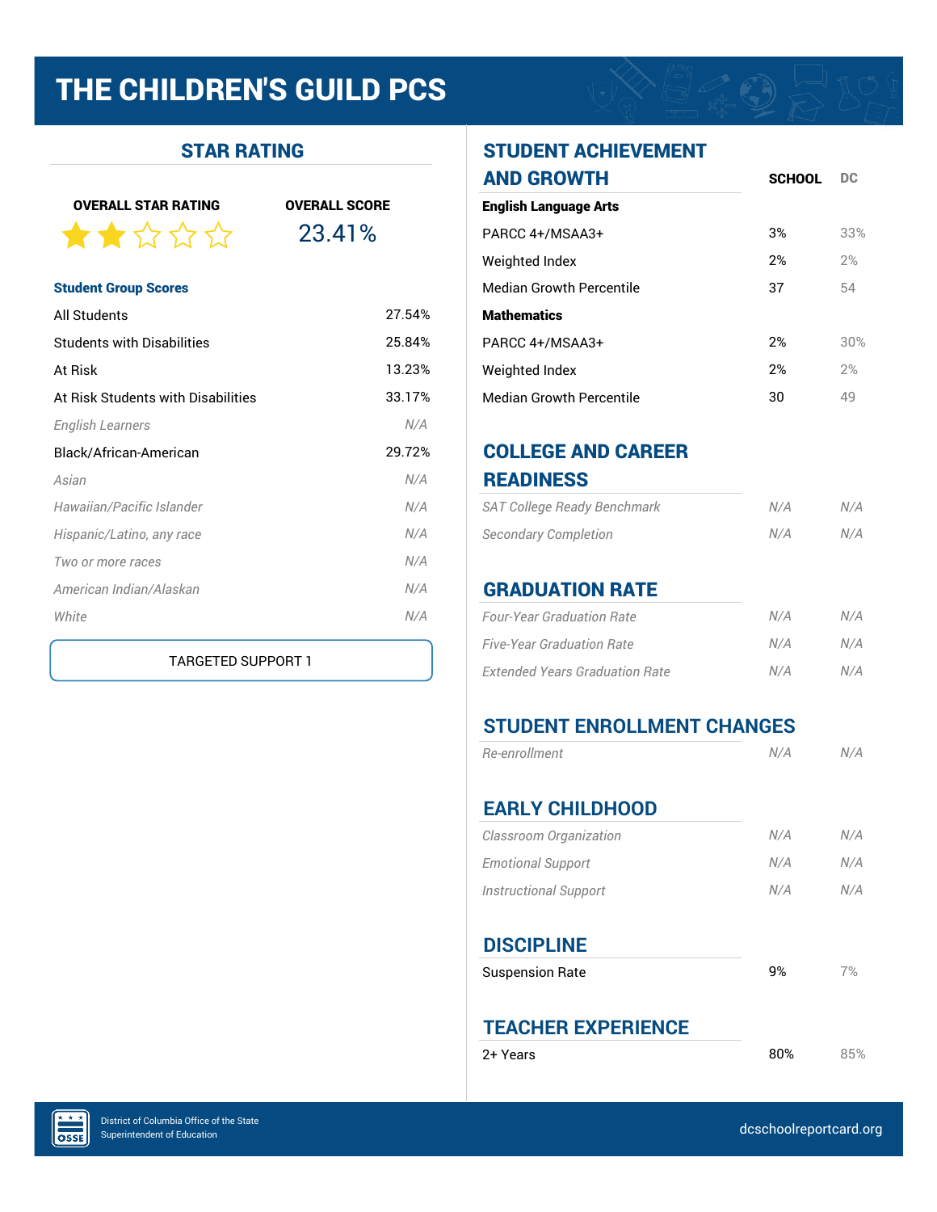# THE CHILDREN'S GUILD PCS

## STAR RATING

**OVERALL STAR RATING**

★★☆☆☆

**OVERALL SCORE**

23.41%

**Student Group Scores**

| | |
|---|---|
| All Students | 27.54% |
| Students with Disabilities | 25.84% |
| At Risk | 13.23% |
| At Risk Students with Disabilities | 33.17% |
| *English Learners* | *N/A* |
| Black/African-American | 29.72% |
| *Asian* | *N/A* |
| *Hawaiian/Pacific Islander* | *N/A* |
| *Hispanic/Latino, any race* | *N/A* |
| *Two or more races* | *N/A* |
| *American Indian/Alaskan* | *N/A* |
| *White* | *N/A* |

TARGETED SUPPORT 1

## STUDENT ACHIEVEMENT AND GROWTH

| | SCHOOL | DC |
|---|---|---|
| **English Language Arts** | | |
| PARCC 4+/MSAA3+ | 3% | 33% |
| Weighted Index | 2% | 2% |
| Median Growth Percentile | 37 | 54 |
| **Mathematics** | | |
| PARCC 4+/MSAA3+ | 2% | 30% |
| Weighted Index | 2% | 2% |
| Median Growth Percentile | 30 | 49 |

## COLLEGE AND CAREER READINESS

| | | |
|---|---|---|
| *SAT College Ready Benchmark* | *N/A* | *N/A* |
| *Secondary Completion* | *N/A* | *N/A* |

## GRADUATION RATE

| | | |
|---|---|---|
| *Four-Year Graduation Rate* | *N/A* | *N/A* |
| *Five-Year Graduation Rate* | *N/A* | *N/A* |
| *Extended Years Graduation Rate* | *N/A* | *N/A* |

## STUDENT ENROLLMENT CHANGES

| | | |
|---|---|---|
| *Re-enrollment* | *N/A* | *N/A* |

## EARLY CHILDHOOD

| | | |
|---|---|---|
| *Classroom Organization* | *N/A* | *N/A* |
| *Emotional Support* | *N/A* | *N/A* |
| *Instructional Support* | *N/A* | *N/A* |

## DISCIPLINE

| | | |
|---|---|---|
| Suspension Rate | 9% | 7% |

## TEACHER EXPERIENCE

| | | |
|---|---|---|
| 2+ Years | 80% | 85% |

District of Columbia Office of the State Superintendent of Education

dcschoolreportcard.org